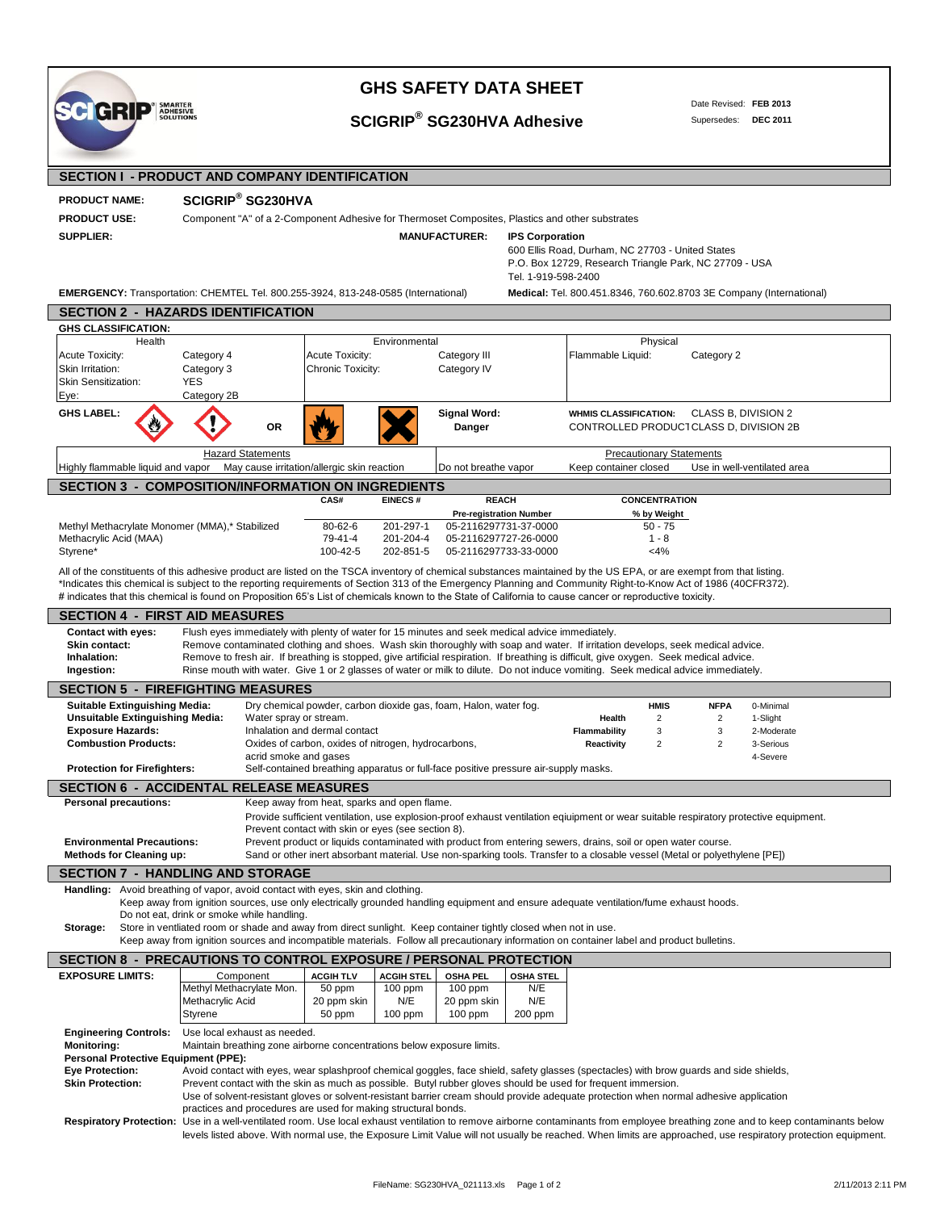# GHS SAFETY DATA SHEET

## SCIGRIP® SG230HVA Adhesive

Date Revised: **FEB 2013**
Supersedes: **DEC 2011**

## SECTION I - PRODUCT AND COMPANY IDENTIFICATION

**PRODUCT NAME:** **SCIGRIP® SG230HVA**

**PRODUCT USE:** Component "A" of a 2-Component Adhesive for Thermoset Composites, Plastics and other substrates

**SUPPLIER:**

**MANUFACTURER:** **IPS Corporation**
600 Ellis Road, Durham, NC 27703 - United States
P.O. Box 12729, Research Triangle Park, NC 27709 - USA
Tel. 1-919-598-2400

**EMERGENCY:** Transportation: CHEMTEL Tel. 800.255-3924, 813-248-0585 (International)

**Medical:** Tel. 800.451.8346, 760.602.8703 3E Company (International)

## SECTION 2 - HAZARDS IDENTIFICATION

**GHS CLASSIFICATION:**

| Health | | Environmental | | Physical | |
|---|---|---|---|---|---|
| Acute Toxicity: | Category 4 | Acute Toxicity: | Category III | Flammable Liquid: | Category 2 |
| Skin Irritation: | Category 3 | Chronic Toxicity: | Category IV | | |
| Skin Sensitization: | YES | | | | |
| Eye: | Category 2B | | | | |

**GHS LABEL:** OR

**Signal Word:** **Danger**

**WHMIS CLASSIFICATION:** CLASS B, DIVISION 2
CONTROLLED PRODUCT CLASS D, DIVISION 2B

| Hazard Statements | | | Precautionary Statements | |
|---|---|---|---|---|
| Highly flammable liquid and vapor | May cause irritation/allergic skin reaction | Do not breathe vapor | Keep container closed | Use in well-ventilated area |

## SECTION 3 - COMPOSITION/INFORMATION ON INGREDIENTS

| | CAS# | EINECS # | REACH Pre-registration Number | CONCENTRATION % by Weight |
|---|---|---|---|---|
| Methyl Methacrylate Monomer (MMA),* Stabilized | 80-62-6 | 201-297-1 | 05-2116297731-37-0000 | 50 - 75 |
| Methacrylic Acid (MAA) | 79-41-4 | 201-204-4 | 05-2116297727-26-0000 | 1 - 8 |
| Styrene* | 100-42-5 | 202-851-5 | 05-2116297733-33-0000 | <4% |

All of the constituents of this adhesive product are listed on the TSCA inventory of chemical substances maintained by the US EPA, or are exempt from that listing.
*Indicates this chemical is subject to the reporting requirements of Section 313 of the Emergency Planning and Community Right-to-Know Act of 1986 (40CFR372).
# indicates that this chemical is found on Proposition 65's List of chemicals known to the State of California to cause cancer or reproductive toxicity.

## SECTION 4 - FIRST AID MEASURES

**Contact with eyes:** Flush eyes immediately with plenty of water for 15 minutes and seek medical advice immediately.
**Skin contact:** Remove contaminated clothing and shoes. Wash skin thoroughly with soap and water. If irritation develops, seek medical advice.
**Inhalation:** Remove to fresh air. If breathing is stopped, give artificial respiration. If breathing is difficult, give oxygen. Seek medical advice.
**Ingestion:** Rinse mouth with water. Give 1 or 2 glasses of water or milk to dilute. Do not induce vomiting. Seek medical advice immediately.

## SECTION 5 - FIREFIGHTING MEASURES

**Suitable Extinguishing Media:** Dry chemical powder, carbon dioxide gas, foam, Halon, water fog.
**Unsuitable Extinguishing Media:** Water spray or stream.
**Exposure Hazards:** Inhalation and dermal contact
**Combustion Products:** Oxides of carbon, oxides of nitrogen, hydrocarbons, acrid smoke and gases
**Protection for Firefighters:** Self-contained breathing apparatus or full-face positive pressure air-supply masks.

| | HMIS | NFPA | |
|---|---|---|---|
| | | | 0-Minimal |
| Health | 2 | 2 | 1-Slight |
| Flammability | 3 | 3 | 2-Moderate |
| Reactivity | 2 | 2 | 3-Serious |
| | | | 4-Severe |

## SECTION 6 - ACCIDENTAL RELEASE MEASURES

**Personal precautions:** Keep away from heat, sparks and open flame.
Provide sufficient ventilation, use explosion-proof exhaust ventilation eqiuipment or wear suitable respiratory protective equipment.
Prevent contact with skin or eyes (see section 8).
**Environmental Precautions:** Prevent product or liquids contaminated with product from entering sewers, drains, soil or open water course.
**Methods for Cleaning up:** Sand or other inert absorbant material. Use non-sparking tools. Transfer to a closable vessel (Metal or polyethylene [PE])

## SECTION 7 - HANDLING AND STORAGE

**Handling:** Avoid breathing of vapor, avoid contact with eyes, skin and clothing.
Keep away from ignition sources, use only electrically grounded handling equipment and ensure adequate ventilation/fume exhaust hoods.
Do not eat, drink or smoke while handling.
**Storage:** Store in ventilated room or shade and away from direct sunlight. Keep container tightly closed when not in use.
Keep away from ignition sources and incompatible materials. Follow all precautionary information on container label and product bulletins.

## SECTION 8 - PRECAUTIONS TO CONTROL EXPOSURE / PERSONAL PROTECTION

**EXPOSURE LIMITS:**

| Component | ACGIH TLV | ACGIH STEL | OSHA PEL | OSHA STEL |
|---|---|---|---|---|
| Methyl Methacrylate Mon. | 50 ppm | 100 ppm | 100 ppm | N/E |
| Methacrylic Acid | 20 ppm skin | N/E | 20 ppm skin | N/E |
| Styrene | 50 ppm | 100 ppm | 100 ppm | 200 ppm |

**Engineering Controls:** Use local exhaust as needed.
**Monitoring:** Maintain breathing zone airborne concentrations below exposure limits.
**Personal Protective Equipment (PPE):**
**Eye Protection:** Avoid contact with eyes, wear splashproof chemical goggles, face shield, safety glasses (spectacles) with brow guards and side shields,
**Skin Protection:** Prevent contact with the skin as much as possible. Butyl rubber gloves should be used for frequent immersion.
Use of solvent-resistant gloves or solvent-resistant barrier cream should provide adequate protection when normal adhesive application practices and procedures are used for making structural bonds.
**Respiratory Protection:** Use in a well-ventilated room. Use local exhaust ventilation to remove airborne contaminants from employee breathing zone and to keep contaminants below levels listed above. With normal use, the Exposure Limit Value will not usually be reached. When limits are approached, use respiratory protection equipment.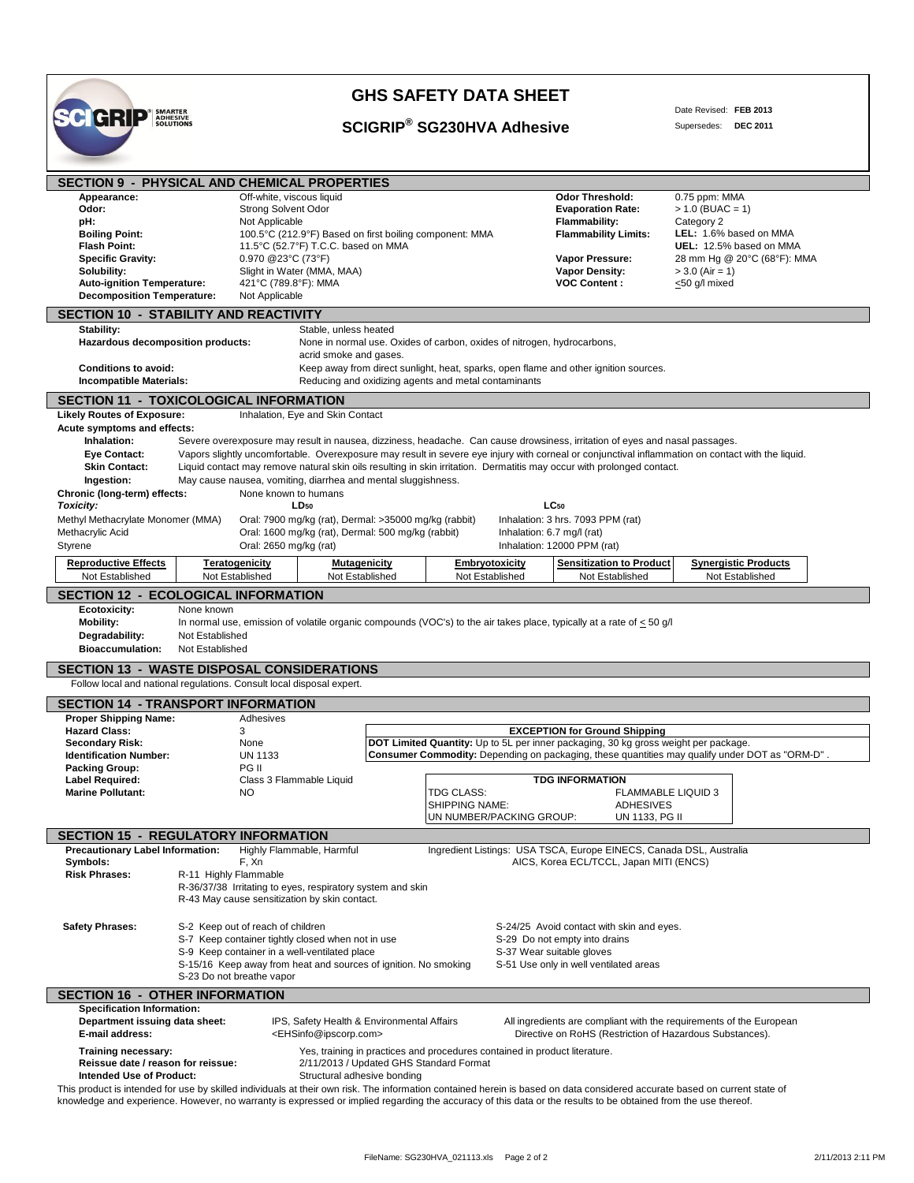# GHS SAFETY DATA SHEET

## SCIGRIP® SG230HVA Adhesive

Date Revised: **FEB 2013**
Supersedes: **DEC 2011**

## SECTION 9 - PHYSICAL AND CHEMICAL PROPERTIES

| | | | |
|---|---|---|---|
| **Appearance:** | Off-white, viscous liquid | **Odor Threshold:** | 0.75 ppm: MMA |
| **Odor:** | Strong Solvent Odor | **Evaporation Rate:** | > 1.0 (BUAC = 1) |
| **pH:** | Not Applicable | **Flammability:** | Category 2 |
| **Boiling Point:** | 100.5°C (212.9°F) Based on first boiling component: MMA | **Flammability Limits:** | **LEL:** 1.6% based on MMA |
| **Flash Point:** | 11.5°C (52.7°F) T.C.C. based on MMA | | **UEL:** 12.5% based on MMA |
| **Specific Gravity:** | 0.970 @23°C (73°F) | **Vapor Pressure:** | 28 mm Hg @ 20°C (68°F): MMA |
| **Solubility:** | Slight in Water (MMA, MAA) | **Vapor Density:** | > 3.0 (Air = 1) |
| **Auto-ignition Temperature:** | 421°C (789.8°F): MMA | **VOC Content :** | ≤50 g/l mixed |
| **Decomposition Temperature:** | Not Applicable | | |

## SECTION 10 - STABILITY AND REACTIVITY

**Stability:** Stable, unless heated

**Hazardous decomposition products:** None in normal use. Oxides of carbon, oxides of nitrogen, hydrocarbons, acrid smoke and gases.

**Conditions to avoid:** Keep away from direct sunlight, heat, sparks, open flame and other ignition sources.

**Incompatible Materials:** Reducing and oxidizing agents and metal contaminants

## SECTION 11 - TOXICOLOGICAL INFORMATION

**Likely Routes of Exposure:** Inhalation, Eye and Skin Contact

**Acute symptoms and effects:**

**Inhalation:** Severe overexposure may result in nausea, dizziness, headache. Can cause drowsiness, irritation of eyes and nasal passages.

**Eye Contact:** Vapors slightly uncomfortable. Overexposure may result in severe eye injury with corneal or conjunctival inflammation on contact with the liquid.

**Skin Contact:** Liquid contact may remove natural skin oils resulting in skin irritation. Dermatitis may occur with prolonged contact.

**Ingestion:** May cause nausea, vomiting, diarrhea and mental sluggishness.

**Chronic (long-term) effects:** None known to humans

| ***Toxicity:*** | **$LD_{50}$** | **$LC_{50}$** |
|---|---|---|
| Methyl Methacrylate Monomer (MMA) | Oral: 7900 mg/kg (rat), Dermal: >35000 mg/kg (rabbit) | Inhalation: 3 hrs. 7093 PPM (rat) |
| Methacrylic Acid | Oral: 1600 mg/kg (rat), Dermal: 500 mg/kg (rabbit) | Inhalation: 6.7 mg/l (rat) |
| Styrene | Oral: 2650 mg/kg (rat) | Inhalation: 12000 PPM (rat) |

| Reproductive Effects | Teratogenicity | Mutagenicity | Embryotoxicity | Sensitization to Product | Synergistic Products |
|---|---|---|---|---|---|
| Not Established | Not Established | Not Established | Not Established | Not Established | Not Established |

## SECTION 12 - ECOLOGICAL INFORMATION

**Ecotoxicity:** None known

**Mobility:** In normal use, emission of volatile organic compounds (VOC's) to the air takes place, typically at a rate of ≤ 50 g/l

**Degradability:** Not Established

**Bioaccumulation:** Not Established

## SECTION 13 - WASTE DISPOSAL CONSIDERATIONS

Follow local and national regulations. Consult local disposal expert.

## SECTION 14 - TRANSPORT INFORMATION

| | |
|---|---|
| **Proper Shipping Name:** | Adhesives |
| **Hazard Class:** | 3 |
| **Secondary Risk:** | None |
| **Identification Number:** | UN 1133 |
| **Packing Group:** | PG II |
| **Label Required:** | Class 3 Flammable Liquid |
| **Marine Pollutant:** | NO |

**EXCEPTION for Ground Shipping**

**DOT Limited Quantity:** Up to 5L per inner packaging, 30 kg gross weight per package.
**Consumer Commodity:** Depending on packaging, these quantities may qualify under DOT as "ORM-D" .

| **TDG INFORMATION** | |
|---|---|
| TDG CLASS: | FLAMMABLE LIQUID 3 |
| SHIPPING NAME: | ADHESIVES |
| UN NUMBER/PACKING GROUP: | UN 1133, PG II |

## SECTION 15 - REGULATORY INFORMATION

**Precautionary Label Information:** Highly Flammable, Harmful

**Symbols:** F, Xn

Ingredient Listings: USA TSCA, Europe EINECS, Canada DSL, Australia AICS, Korea ECL/TCCL, Japan MITI (ENCS)

**Risk Phrases:**
- R-11 Highly Flammable
- R-36/37/38 Irritating to eyes, respiratory system and skin
- R-43 May cause sensitization by skin contact.

**Safety Phrases:**
- S-2 Keep out of reach of children
- S-7 Keep container tightly closed when not in use
- S-9 Keep container in a well-ventilated place
- S-15/16 Keep away from heat and sources of ignition. No smoking
- S-23 Do not breathe vapor
- S-24/25 Avoid contact with skin and eyes.
- S-29 Do not empty into drains
- S-37 Wear suitable gloves
- S-51 Use only in well ventilated areas

## SECTION 16 - OTHER INFORMATION

**Specification Information:**

**Department issuing data sheet:** IPS, Safety Health & Environmental Affairs

**E-mail address:** <EHSinfo@ipscorp.com>

All ingredients are compliant with the requirements of the European Directive on RoHS (Restriction of Hazardous Substances).

**Training necessary:** Yes, training in practices and procedures contained in product literature.

**Reissue date / reason for reissue:** 2/11/2013 / Updated GHS Standard Format

**Intended Use of Product:** Structural adhesive bonding

This product is intended for use by skilled individuals at their own risk. The information contained herein is based on data considered accurate based on current state of knowledge and experience. However, no warranty is expressed or implied regarding the accuracy of this data or the results to be obtained from the use thereof.

FileName: SG230HVA_021113.xls 2/11/2013 2:11 PM